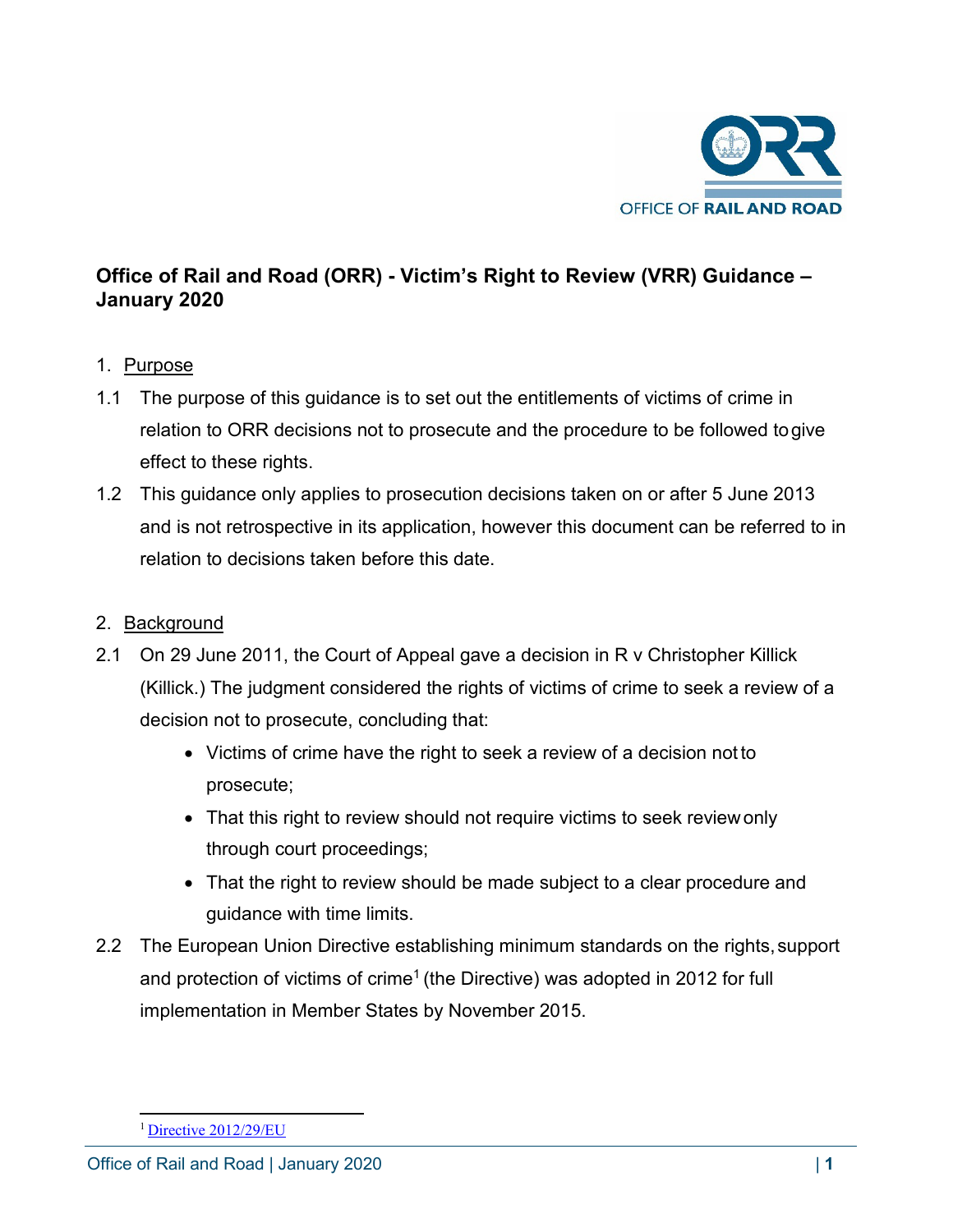# Office of Rail and Road (ORR) - Victim's Right to Review (VRR) Guidance – January 2020

1. Purpose

1.1 The purpose of this guidance is to set out the entitlements of victims of crime in relation to ORR decisions not to prosecute and the procedure to be followed to give effect to these rights.

1.2 This guidance only applies to prosecution decisions taken on or after 5 June 2013 and is not retrospective in its application, however this document can be referred to in relation to decisions taken before this date.

2. Background

2.1 On 29 June 2011, the Court of Appeal gave a decision in R v Christopher Killick (Killick.) The judgment considered the rights of victims of crime to seek a review of a decision not to prosecute, concluding that:

- Victims of crime have the right to seek a review of a decision not to prosecute;
- That this right to review should not require victims to seek review only through court proceedings;
- That the right to review should be made subject to a clear procedure and guidance with time limits.

2.2 The European Union Directive establishing minimum standards on the rights, support and protection of victims of crime[1] (the Directive) was adopted in 2012 for full implementation in Member States by November 2015.

[1] Directive 2012/29/EU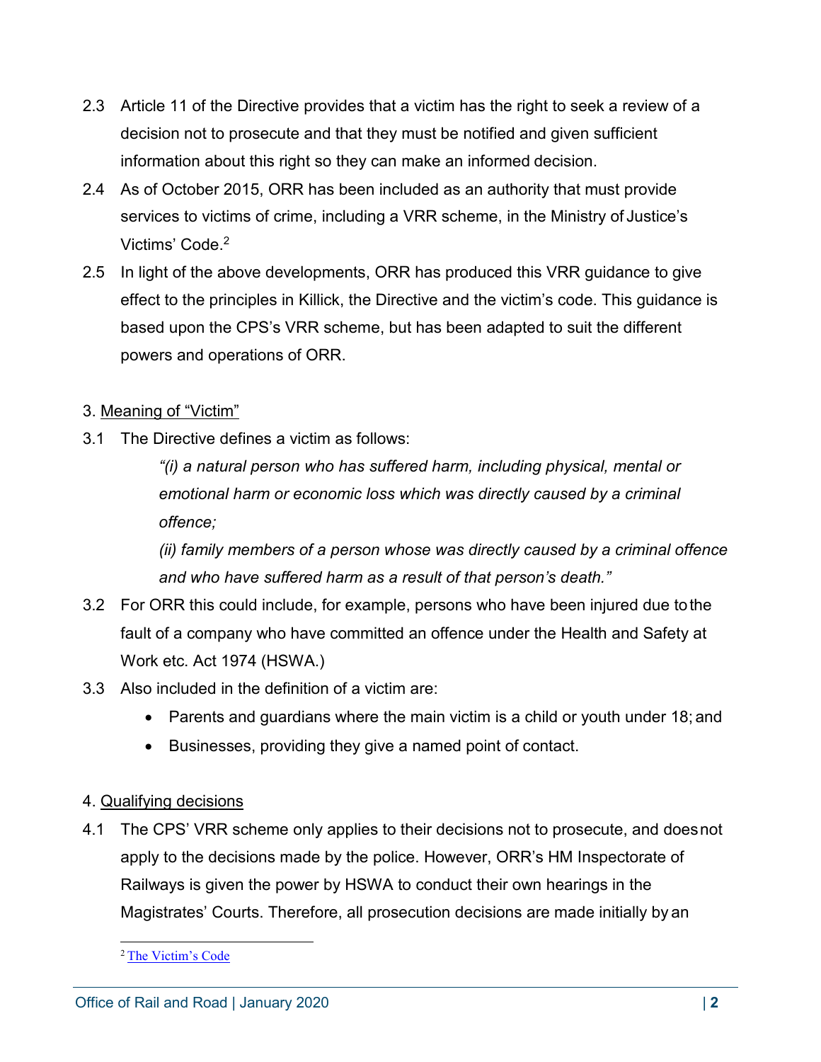2.3 Article 11 of the Directive provides that a victim has the right to seek a review of a decision not to prosecute and that they must be notified and given sufficient information about this right so they can make an informed decision.

2.4 As of October 2015, ORR has been included as an authority that must provide services to victims of crime, including a VRR scheme, in the Ministry of Justice's Victims' Code.[2]

2.5 In light of the above developments, ORR has produced this VRR guidance to give effect to the principles in Killick, the Directive and the victim's code. This guidance is based upon the CPS's VRR scheme, but has been adapted to suit the different powers and operations of ORR.

3. Meaning of "Victim"

3.1 The Directive defines a victim as follows:

> *"(i) a natural person who has suffered harm, including physical, mental or emotional harm or economic loss which was directly caused by a criminal offence;*
>
> *(ii) family members of a person whose was directly caused by a criminal offence and who have suffered harm as a result of that person's death."*

3.2 For ORR this could include, for example, persons who have been injured due to the fault of a company who have committed an offence under the Health and Safety at Work etc. Act 1974 (HSWA.)

3.3 Also included in the definition of a victim are:

- Parents and guardians where the main victim is a child or youth under 18; and
- Businesses, providing they give a named point of contact.

4. Qualifying decisions

4.1 The CPS' VRR scheme only applies to their decisions not to prosecute, and does not apply to the decisions made by the police. However, ORR's HM Inspectorate of Railways is given the power by HSWA to conduct their own hearings in the Magistrates' Courts. Therefore, all prosecution decisions are made initially by an

[2] The Victim's Code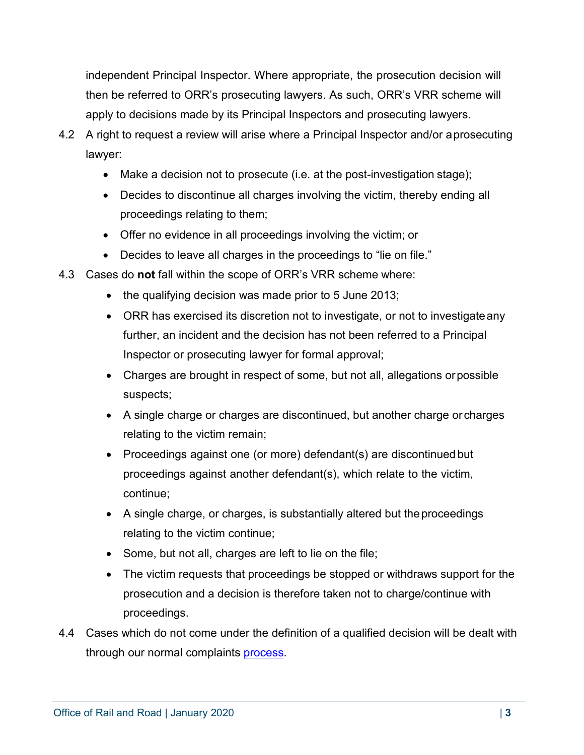independent Principal Inspector. Where appropriate, the prosecution decision will then be referred to ORR's prosecuting lawyers. As such, ORR's VRR scheme will apply to decisions made by its Principal Inspectors and prosecuting lawyers.

4.2 A right to request a review will arise where a Principal Inspector and/or a prosecuting lawyer:

- Make a decision not to prosecute (i.e. at the post-investigation stage);
- Decides to discontinue all charges involving the victim, thereby ending all proceedings relating to them;
- Offer no evidence in all proceedings involving the victim; or
- Decides to leave all charges in the proceedings to "lie on file."

4.3 Cases do **not** fall within the scope of ORR's VRR scheme where:

- the qualifying decision was made prior to 5 June 2013;
- ORR has exercised its discretion not to investigate, or not to investigate any further, an incident and the decision has not been referred to a Principal Inspector or prosecuting lawyer for formal approval;
- Charges are brought in respect of some, but not all, allegations or possible suspects;
- A single charge or charges are discontinued, but another charge or charges relating to the victim remain;
- Proceedings against one (or more) defendant(s) are discontinued but proceedings against another defendant(s), which relate to the victim, continue;
- A single charge, or charges, is substantially altered but the proceedings relating to the victim continue;
- Some, but not all, charges are left to lie on the file;
- The victim requests that proceedings be stopped or withdraws support for the prosecution and a decision is therefore taken not to charge/continue with proceedings.

4.4 Cases which do not come under the definition of a qualified decision will be dealt with through our normal complaints process.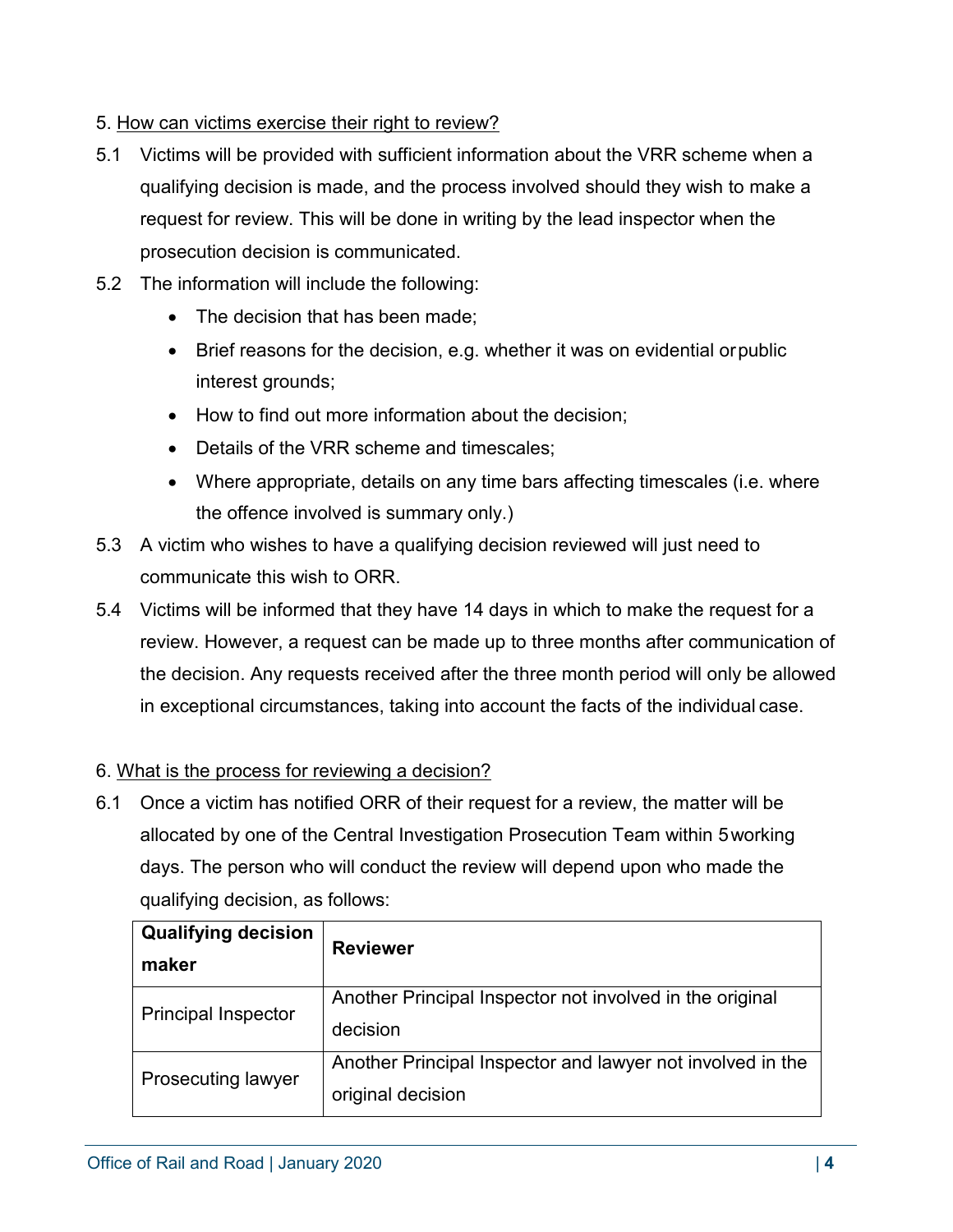## 5. How can victims exercise their right to review?

5.1 Victims will be provided with sufficient information about the VRR scheme when a qualifying decision is made, and the process involved should they wish to make a request for review. This will be done in writing by the lead inspector when the prosecution decision is communicated.

5.2 The information will include the following:

- The decision that has been made;
- Brief reasons for the decision, e.g. whether it was on evidential or public interest grounds;
- How to find out more information about the decision;
- Details of the VRR scheme and timescales;
- Where appropriate, details on any time bars affecting timescales (i.e. where the offence involved is summary only.)

5.3 A victim who wishes to have a qualifying decision reviewed will just need to communicate this wish to ORR.

5.4 Victims will be informed that they have 14 days in which to make the request for a review. However, a request can be made up to three months after communication of the decision. Any requests received after the three month period will only be allowed in exceptional circumstances, taking into account the facts of the individual case.

## 6. What is the process for reviewing a decision?

6.1 Once a victim has notified ORR of their request for a review, the matter will be allocated by one of the Central Investigation Prosecution Team within 5 working days. The person who will conduct the review will depend upon who made the qualifying decision, as follows:

| **Qualifying decision maker** | **Reviewer** |
|---|---|
| Principal Inspector | Another Principal Inspector not involved in the original decision |
| Prosecuting lawyer | Another Principal Inspector and lawyer not involved in the original decision |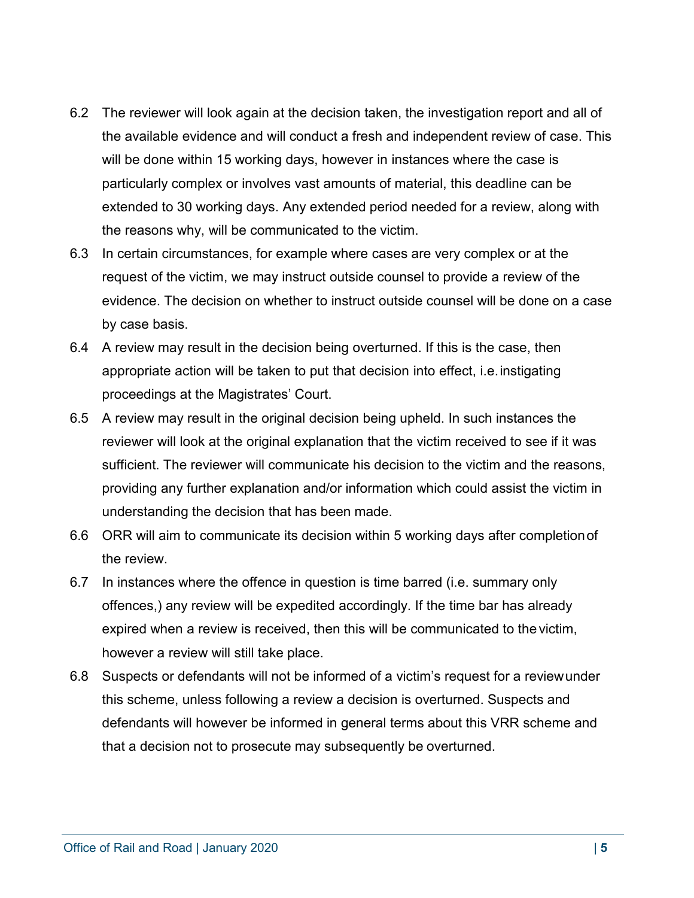6.2 The reviewer will look again at the decision taken, the investigation report and all of the available evidence and will conduct a fresh and independent review of case. This will be done within 15 working days, however in instances where the case is particularly complex or involves vast amounts of material, this deadline can be extended to 30 working days. Any extended period needed for a review, along with the reasons why, will be communicated to the victim.

6.3 In certain circumstances, for example where cases are very complex or at the request of the victim, we may instruct outside counsel to provide a review of the evidence. The decision on whether to instruct outside counsel will be done on a case by case basis.

6.4 A review may result in the decision being overturned. If this is the case, then appropriate action will be taken to put that decision into effect, i.e. instigating proceedings at the Magistrates' Court.

6.5 A review may result in the original decision being upheld. In such instances the reviewer will look at the original explanation that the victim received to see if it was sufficient. The reviewer will communicate his decision to the victim and the reasons, providing any further explanation and/or information which could assist the victim in understanding the decision that has been made.

6.6 ORR will aim to communicate its decision within 5 working days after completion of the review.

6.7 In instances where the offence in question is time barred (i.e. summary only offences,) any review will be expedited accordingly. If the time bar has already expired when a review is received, then this will be communicated to the victim, however a review will still take place.

6.8 Suspects or defendants will not be informed of a victim's request for a review under this scheme, unless following a review a decision is overturned. Suspects and defendants will however be informed in general terms about this VRR scheme and that a decision not to prosecute may subsequently be overturned.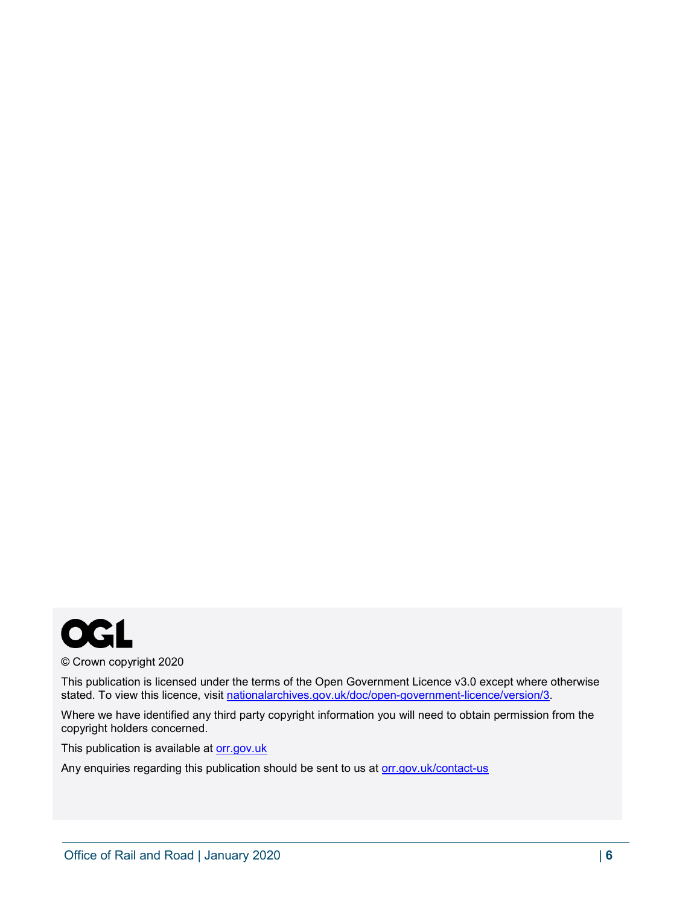OGL

© Crown copyright 2020

This publication is licensed under the terms of the Open Government Licence v3.0 except where otherwise stated. To view this licence, visit [nationalarchives.gov.uk/doc/open-government-licence/version/3](nationalarchives.gov.uk/doc/open-government-licence/version/3).

Where we have identified any third party copyright information you will need to obtain permission from the copyright holders concerned.

This publication is available at [orr.gov.uk](orr.gov.uk)

Any enquiries regarding this publication should be sent to us at [orr.gov.uk/contact-us](orr.gov.uk/contact-us)